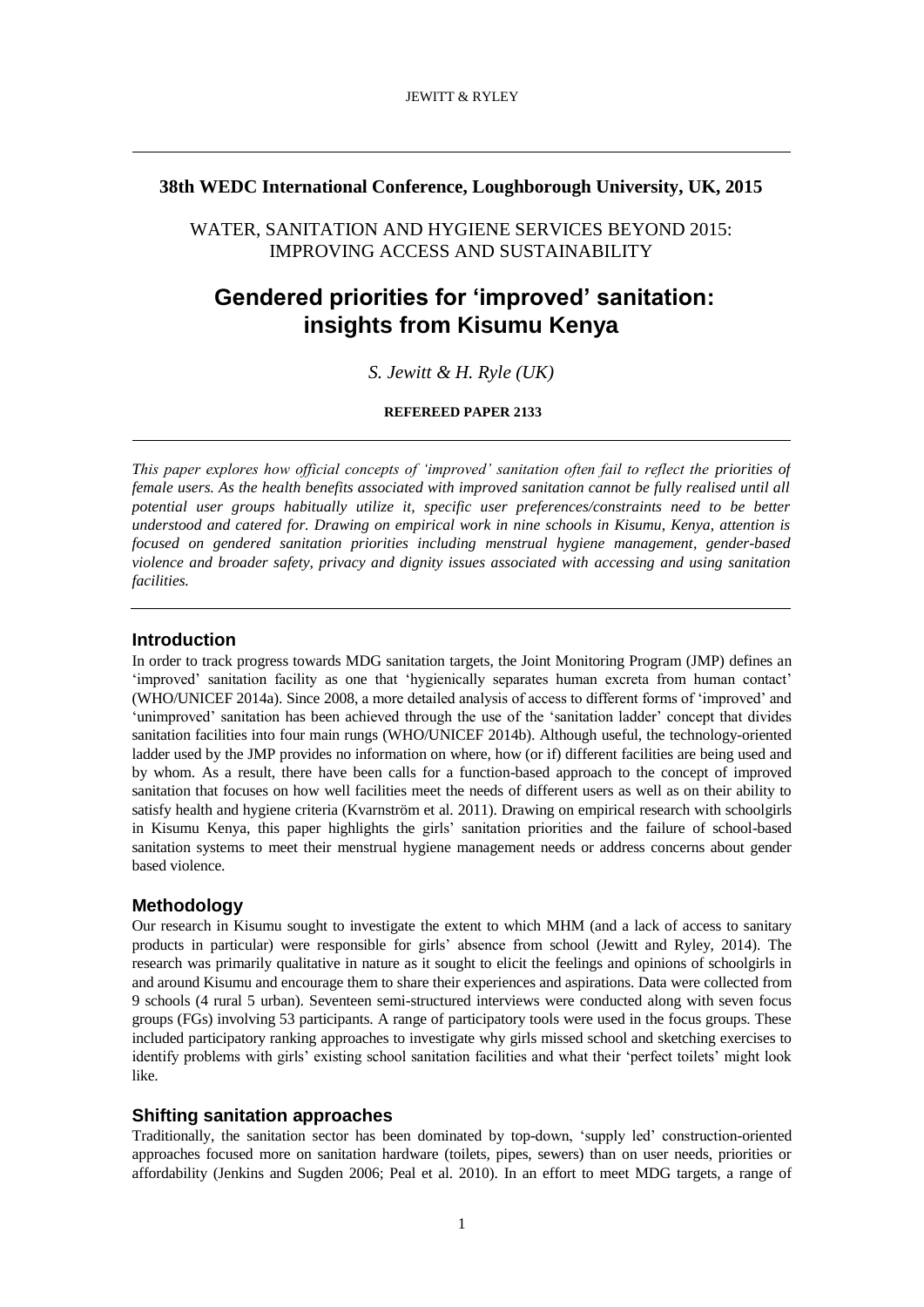**38th WEDC International Conference, Loughborough University, UK, 2015**

WATER, SANITATION AND HYGIENE SERVICES BEYOND 2015: IMPROVING ACCESS AND SUSTAINABILITY

# Gendered priorities for 'improved' sanitation: insights from Kisumu Kenya

*S. Jewitt & H. Ryle (UK)*

**REFEREED PAPER 2133**

*This paper explores how official concepts of 'improved' sanitation often fail to reflect the priorities of female users. As the health benefits associated with improved sanitation cannot be fully realised until all potential user groups habitually utilize it, specific user preferences/constraints need to be better understood and catered for. Drawing on empirical work in nine schools in Kisumu, Kenya, attention is focused on gendered sanitation priorities including menstrual hygiene management, gender-based violence and broader safety, privacy and dignity issues associated with accessing and using sanitation facilities.*

## Introduction

In order to track progress towards MDG sanitation targets, the Joint Monitoring Program (JMP) defines an 'improved' sanitation facility as one that 'hygienically separates human excreta from human contact' (WHO/UNICEF 2014a). Since 2008, a more detailed analysis of access to different forms of 'improved' and 'unimproved' sanitation has been achieved through the use of the 'sanitation ladder' concept that divides sanitation facilities into four main rungs (WHO/UNICEF 2014b). Although useful, the technology-oriented ladder used by the JMP provides no information on where, how (or if) different facilities are being used and by whom. As a result, there have been calls for a function-based approach to the concept of improved sanitation that focuses on how well facilities meet the needs of different users as well as on their ability to satisfy health and hygiene criteria (Kvarnström et al. 2011). Drawing on empirical research with schoolgirls in Kisumu Kenya, this paper highlights the girls' sanitation priorities and the failure of school-based sanitation systems to meet their menstrual hygiene management needs or address concerns about gender based violence.

## Methodology

Our research in Kisumu sought to investigate the extent to which MHM (and a lack of access to sanitary products in particular) were responsible for girls' absence from school (Jewitt and Ryley, 2014). The research was primarily qualitative in nature as it sought to elicit the feelings and opinions of schoolgirls in and around Kisumu and encourage them to share their experiences and aspirations. Data were collected from 9 schools (4 rural 5 urban). Seventeen semi-structured interviews were conducted along with seven focus groups (FGs) involving 53 participants. A range of participatory tools were used in the focus groups. These included participatory ranking approaches to investigate why girls missed school and sketching exercises to identify problems with girls' existing school sanitation facilities and what their 'perfect toilets' might look like.

## Shifting sanitation approaches

Traditionally, the sanitation sector has been dominated by top-down, 'supply led' construction-oriented approaches focused more on sanitation hardware (toilets, pipes, sewers) than on user needs, priorities or affordability (Jenkins and Sugden 2006; Peal et al. 2010). In an effort to meet MDG targets, a range of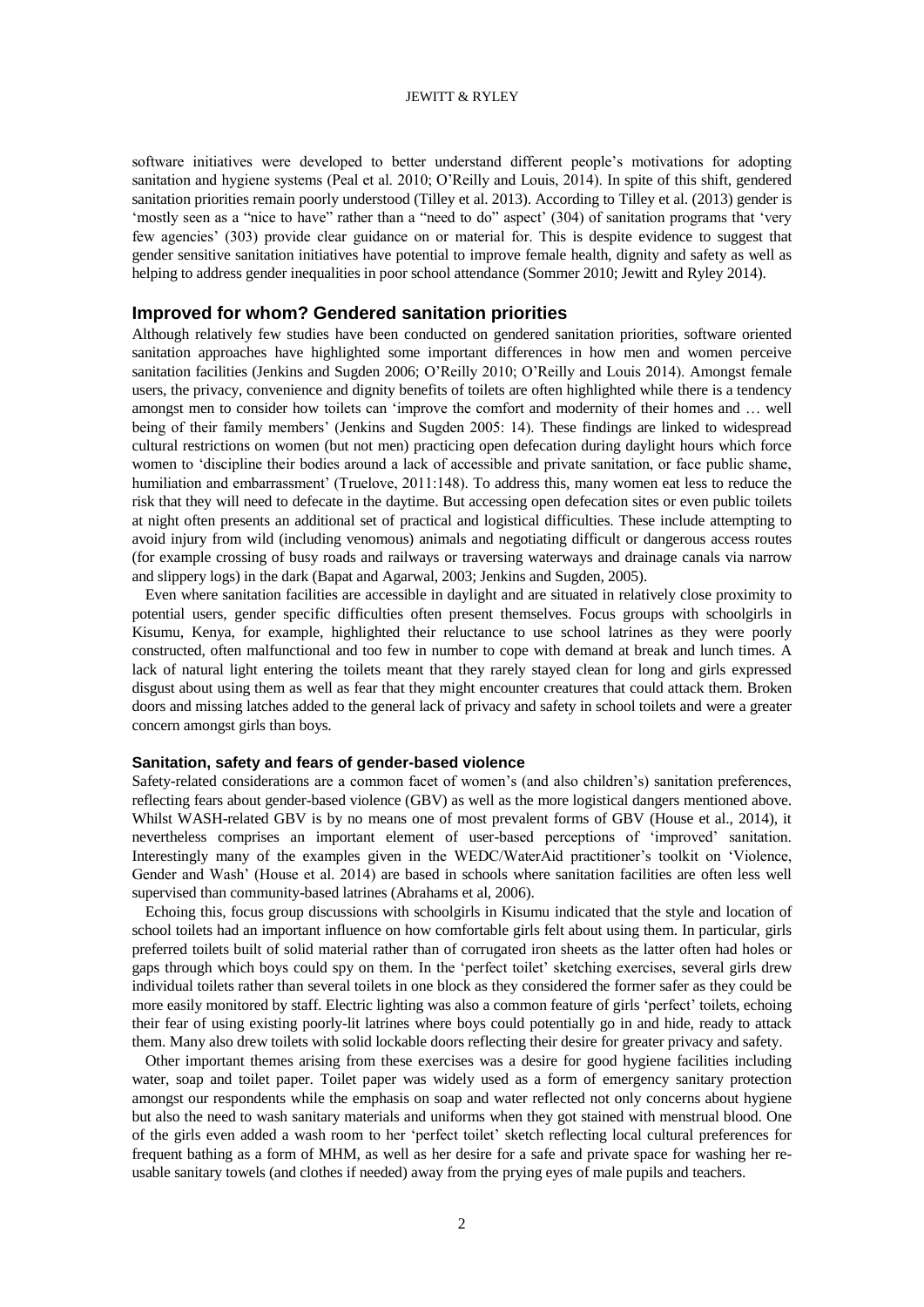software initiatives were developed to better understand different people's motivations for adopting sanitation and hygiene systems (Peal et al. 2010; O'Reilly and Louis, 2014). In spite of this shift, gendered sanitation priorities remain poorly understood (Tilley et al. 2013). According to Tilley et al. (2013) gender is 'mostly seen as a "nice to have" rather than a "need to do" aspect' (304) of sanitation programs that 'very few agencies' (303) provide clear guidance on or material for. This is despite evidence to suggest that gender sensitive sanitation initiatives have potential to improve female health, dignity and safety as well as helping to address gender inequalities in poor school attendance (Sommer 2010; Jewitt and Ryley 2014).

## Improved for whom? Gendered sanitation priorities

Although relatively few studies have been conducted on gendered sanitation priorities, software oriented sanitation approaches have highlighted some important differences in how men and women perceive sanitation facilities (Jenkins and Sugden 2006; O'Reilly 2010; O'Reilly and Louis 2014). Amongst female users, the privacy, convenience and dignity benefits of toilets are often highlighted while there is a tendency amongst men to consider how toilets can 'improve the comfort and modernity of their homes and … well being of their family members' (Jenkins and Sugden 2005: 14). These findings are linked to widespread cultural restrictions on women (but not men) practicing open defecation during daylight hours which force women to 'discipline their bodies around a lack of accessible and private sanitation, or face public shame, humiliation and embarrassment' (Truelove, 2011:148). To address this, many women eat less to reduce the risk that they will need to defecate in the daytime. But accessing open defecation sites or even public toilets at night often presents an additional set of practical and logistical difficulties. These include attempting to avoid injury from wild (including venomous) animals and negotiating difficult or dangerous access routes (for example crossing of busy roads and railways or traversing waterways and drainage canals via narrow and slippery logs) in the dark (Bapat and Agarwal, 2003; Jenkins and Sugden, 2005).

Even where sanitation facilities are accessible in daylight and are situated in relatively close proximity to potential users, gender specific difficulties often present themselves. Focus groups with schoolgirls in Kisumu, Kenya, for example, highlighted their reluctance to use school latrines as they were poorly constructed, often malfunctional and too few in number to cope with demand at break and lunch times. A lack of natural light entering the toilets meant that they rarely stayed clean for long and girls expressed disgust about using them as well as fear that they might encounter creatures that could attack them. Broken doors and missing latches added to the general lack of privacy and safety in school toilets and were a greater concern amongst girls than boys.

### Sanitation, safety and fears of gender-based violence

Safety-related considerations are a common facet of women's (and also children's) sanitation preferences, reflecting fears about gender-based violence (GBV) as well as the more logistical dangers mentioned above. Whilst WASH-related GBV is by no means one of most prevalent forms of GBV (House et al., 2014), it nevertheless comprises an important element of user-based perceptions of 'improved' sanitation. Interestingly many of the examples given in the WEDC/WaterAid practitioner's toolkit on 'Violence, Gender and Wash' (House et al. 2014) are based in schools where sanitation facilities are often less well supervised than community-based latrines (Abrahams et al, 2006).

Echoing this, focus group discussions with schoolgirls in Kisumu indicated that the style and location of school toilets had an important influence on how comfortable girls felt about using them. In particular, girls preferred toilets built of solid material rather than of corrugated iron sheets as the latter often had holes or gaps through which boys could spy on them. In the 'perfect toilet' sketching exercises, several girls drew individual toilets rather than several toilets in one block as they considered the former safer as they could be more easily monitored by staff. Electric lighting was also a common feature of girls 'perfect' toilets, echoing their fear of using existing poorly-lit latrines where boys could potentially go in and hide, ready to attack them. Many also drew toilets with solid lockable doors reflecting their desire for greater privacy and safety.

Other important themes arising from these exercises was a desire for good hygiene facilities including water, soap and toilet paper. Toilet paper was widely used as a form of emergency sanitary protection amongst our respondents while the emphasis on soap and water reflected not only concerns about hygiene but also the need to wash sanitary materials and uniforms when they got stained with menstrual blood. One of the girls even added a wash room to her 'perfect toilet' sketch reflecting local cultural preferences for frequent bathing as a form of MHM, as well as her desire for a safe and private space for washing her re-usable sanitary towels (and clothes if needed) away from the prying eyes of male pupils and teachers.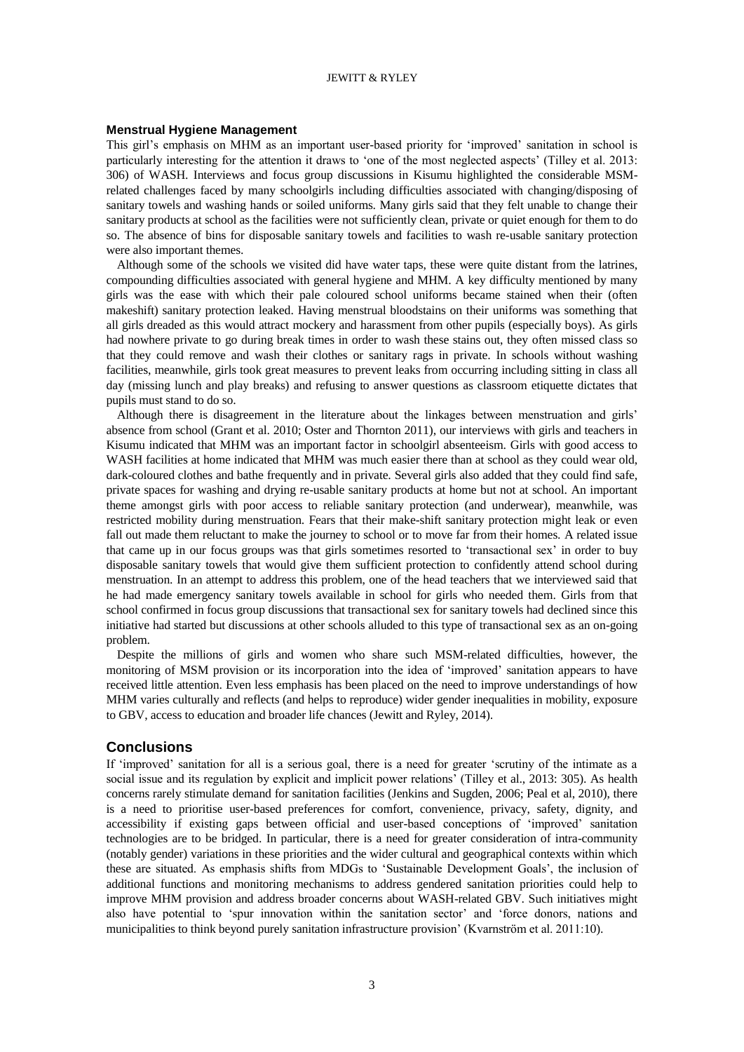### Menstrual Hygiene Management

This girl's emphasis on MHM as an important user-based priority for 'improved' sanitation in school is particularly interesting for the attention it draws to 'one of the most neglected aspects' (Tilley et al. 2013: 306) of WASH. Interviews and focus group discussions in Kisumu highlighted the considerable MSM-related challenges faced by many schoolgirls including difficulties associated with changing/disposing of sanitary towels and washing hands or soiled uniforms. Many girls said that they felt unable to change their sanitary products at school as the facilities were not sufficiently clean, private or quiet enough for them to do so. The absence of bins for disposable sanitary towels and facilities to wash re-usable sanitary protection were also important themes.

Although some of the schools we visited did have water taps, these were quite distant from the latrines, compounding difficulties associated with general hygiene and MHM. A key difficulty mentioned by many girls was the ease with which their pale coloured school uniforms became stained when their (often makeshift) sanitary protection leaked. Having menstrual bloodstains on their uniforms was something that all girls dreaded as this would attract mockery and harassment from other pupils (especially boys). As girls had nowhere private to go during break times in order to wash these stains out, they often missed class so that they could remove and wash their clothes or sanitary rags in private. In schools without washing facilities, meanwhile, girls took great measures to prevent leaks from occurring including sitting in class all day (missing lunch and play breaks) and refusing to answer questions as classroom etiquette dictates that pupils must stand to do so.

Although there is disagreement in the literature about the linkages between menstruation and girls' absence from school (Grant et al. 2010; Oster and Thornton 2011), our interviews with girls and teachers in Kisumu indicated that MHM was an important factor in schoolgirl absenteeism. Girls with good access to WASH facilities at home indicated that MHM was much easier there than at school as they could wear old, dark-coloured clothes and bathe frequently and in private. Several girls also added that they could find safe, private spaces for washing and drying re-usable sanitary products at home but not at school. An important theme amongst girls with poor access to reliable sanitary protection (and underwear), meanwhile, was restricted mobility during menstruation. Fears that their make-shift sanitary protection might leak or even fall out made them reluctant to make the journey to school or to move far from their homes. A related issue that came up in our focus groups was that girls sometimes resorted to 'transactional sex' in order to buy disposable sanitary towels that would give them sufficient protection to confidently attend school during menstruation. In an attempt to address this problem, one of the head teachers that we interviewed said that he had made emergency sanitary towels available in school for girls who needed them. Girls from that school confirmed in focus group discussions that transactional sex for sanitary towels had declined since this initiative had started but discussions at other schools alluded to this type of transactional sex as an on-going problem.

Despite the millions of girls and women who share such MSM-related difficulties, however, the monitoring of MSM provision or its incorporation into the idea of 'improved' sanitation appears to have received little attention. Even less emphasis has been placed on the need to improve understandings of how MHM varies culturally and reflects (and helps to reproduce) wider gender inequalities in mobility, exposure to GBV, access to education and broader life chances (Jewitt and Ryley, 2014).

## Conclusions

If 'improved' sanitation for all is a serious goal, there is a need for greater 'scrutiny of the intimate as a social issue and its regulation by explicit and implicit power relations' (Tilley et al., 2013: 305). As health concerns rarely stimulate demand for sanitation facilities (Jenkins and Sugden, 2006; Peal et al, 2010), there is a need to prioritise user-based preferences for comfort, convenience, privacy, safety, dignity, and accessibility if existing gaps between official and user-based conceptions of 'improved' sanitation technologies are to be bridged. In particular, there is a need for greater consideration of intra-community (notably gender) variations in these priorities and the wider cultural and geographical contexts within which these are situated. As emphasis shifts from MDGs to 'Sustainable Development Goals', the inclusion of additional functions and monitoring mechanisms to address gendered sanitation priorities could help to improve MHM provision and address broader concerns about WASH-related GBV. Such initiatives might also have potential to 'spur innovation within the sanitation sector' and 'force donors, nations and municipalities to think beyond purely sanitation infrastructure provision' (Kvarnström et al. 2011:10).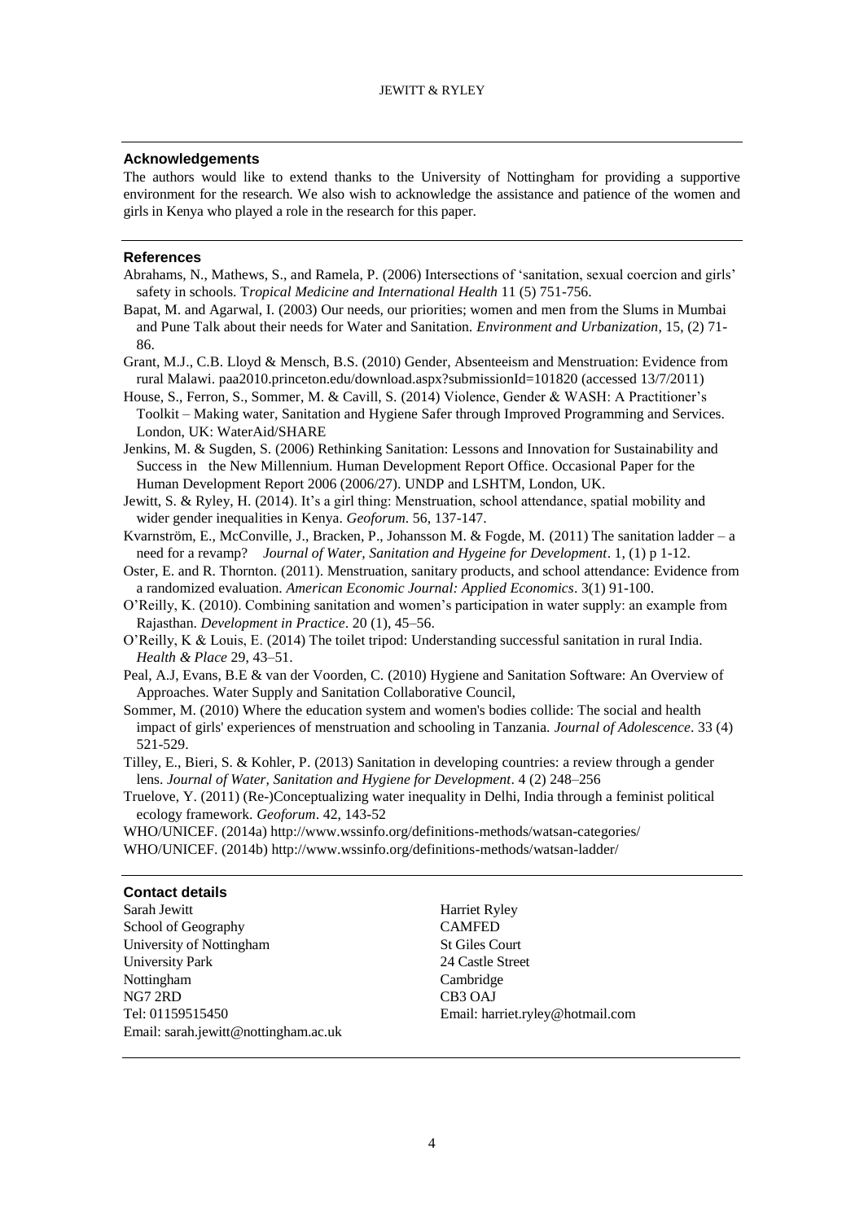## Acknowledgements

The authors would like to extend thanks to the University of Nottingham for providing a supportive environment for the research. We also wish to acknowledge the assistance and patience of the women and girls in Kenya who played a role in the research for this paper.

## References

Abrahams, N., Mathews, S., and Ramela, P. (2006) Intersections of 'sanitation, sexual coercion and girls' safety in schools. T*ropical Medicine and International Health* 11 (5) 751-756.

Bapat, M. and Agarwal, I. (2003) Our needs, our priorities; women and men from the Slums in Mumbai and Pune Talk about their needs for Water and Sanitation. *Environment and Urbanization*, 15, (2) 71-86.

Grant, M.J., C.B. Lloyd & Mensch, B.S. (2010) Gender, Absenteeism and Menstruation: Evidence from rural Malawi. paa2010.princeton.edu/download.aspx?submissionId=101820 (accessed 13/7/2011)

House, S., Ferron, S., Sommer, M. & Cavill, S. (2014) Violence, Gender & WASH: A Practitioner's Toolkit – Making water, Sanitation and Hygiene Safer through Improved Programming and Services. London, UK: WaterAid/SHARE

Jenkins, M. & Sugden, S. (2006) Rethinking Sanitation: Lessons and Innovation for Sustainability and Success in the New Millennium. Human Development Report Office. Occasional Paper for the Human Development Report 2006 (2006/27). UNDP and LSHTM, London, UK.

Jewitt, S. & Ryley, H. (2014). It's a girl thing: Menstruation, school attendance, spatial mobility and wider gender inequalities in Kenya. *Geoforum*. 56, 137-147.

Kvarnström, E., McConville, J., Bracken, P., Johansson M. & Fogde, M. (2011) The sanitation ladder – a need for a revamp? *Journal of Water, Sanitation and Hygeine for Development*. 1, (1) p 1-12.

Oster, E. and R. Thornton. (2011). Menstruation, sanitary products, and school attendance: Evidence from a randomized evaluation. *American Economic Journal: Applied Economics*. 3(1) 91-100.

O'Reilly, K. (2010). Combining sanitation and women's participation in water supply: an example from Rajasthan. *Development in Practice*. 20 (1), 45–56.

O'Reilly, K & Louis, E. (2014) The toilet tripod: Understanding successful sanitation in rural India. *Health & Place* 29, 43–51.

Peal, A.J, Evans, B.E & van der Voorden, C. (2010) Hygiene and Sanitation Software: An Overview of Approaches. Water Supply and Sanitation Collaborative Council,

Sommer, M. (2010) Where the education system and women's bodies collide: The social and health impact of girls' experiences of menstruation and schooling in Tanzania. *Journal of Adolescence*. 33 (4) 521-529.

Tilley, E., Bieri, S. & Kohler, P. (2013) Sanitation in developing countries: a review through a gender lens. *Journal of Water, Sanitation and Hygiene for Development*. 4 (2) 248–256

Truelove, Y. (2011) (Re-)Conceptualizing water inequality in Delhi, India through a feminist political ecology framework. *Geoforum*. 42, 143-52

WHO/UNICEF. (2014a) http://www.wssinfo.org/definitions-methods/watsan-categories/

WHO/UNICEF. (2014b) http://www.wssinfo.org/definitions-methods/watsan-ladder/

## Contact details

Sarah Jewitt
School of Geography
University of Nottingham
University Park
Nottingham
NG7 2RD
Tel: 01159515450
Email: sarah.jewitt@nottingham.ac.uk

Harriet Ryley
CAMFED
St Giles Court
24 Castle Street
Cambridge
CB3 OAJ
Email: harriet.ryley@hotmail.com